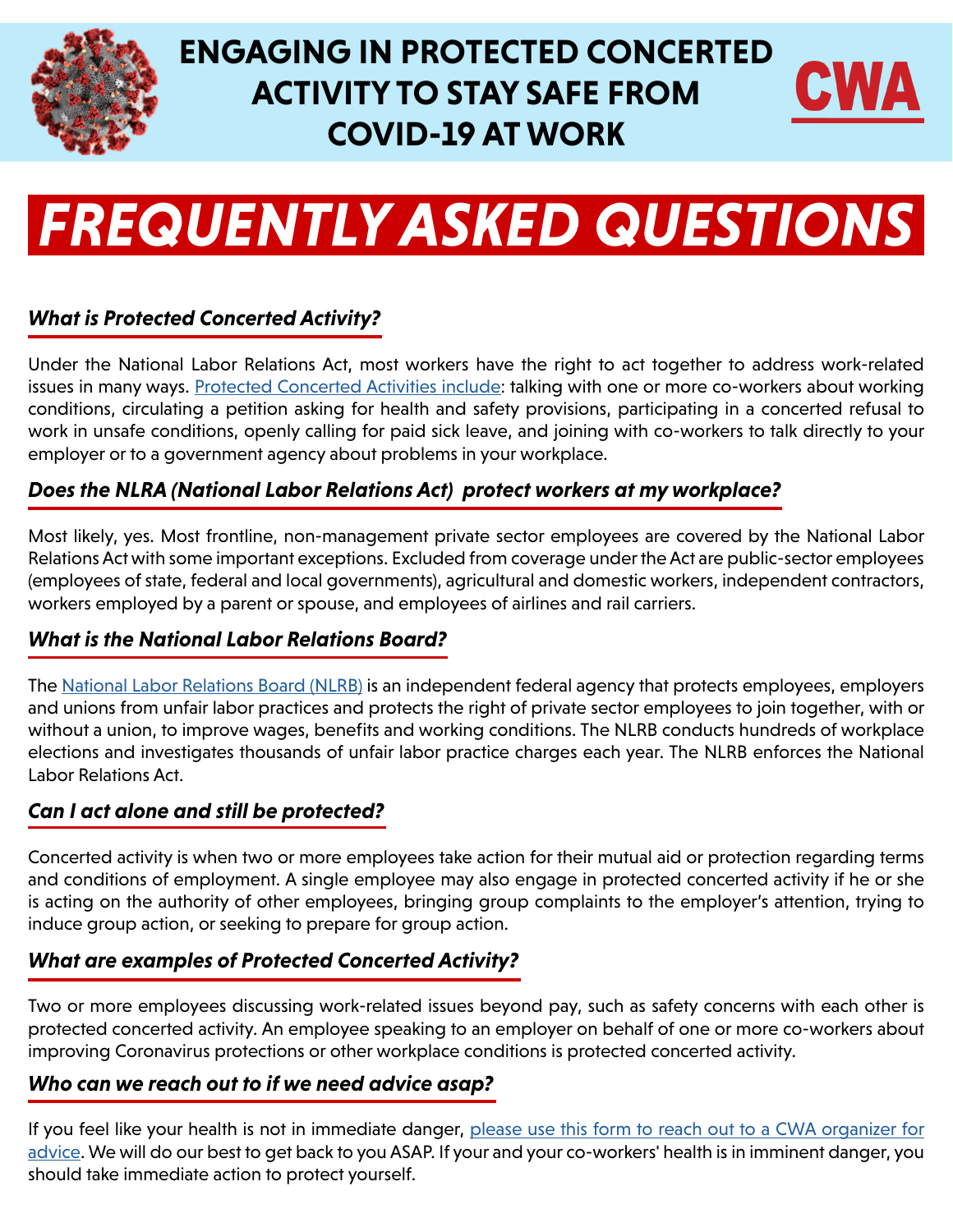# ENGAGING IN PROTECTED CONCERTED ACTIVITY TO STAY SAFE FROM COVID-19 AT WORK

CWA

# *FREQUENTLY ASKED QUESTIONS*

### *What is Protected Concerted Activity?*

Under the National Labor Relations Act, most workers have the right to act together to address work-related issues in many ways. Protected Concerted Activities include: talking with one or more co-workers about working conditions, circulating a petition asking for health and safety provisions, participating in a concerted refusal to work in unsafe conditions, openly calling for paid sick leave, and joining with co-workers to talk directly to your employer or to a government agency about problems in your workplace.

### *Does the NLRA (National Labor Relations Act) protect workers at my workplace?*

Most likely, yes. Most frontline, non-management private sector employees are covered by the National Labor Relations Act with some important exceptions. Excluded from coverage under the Act are public-sector employees (employees of state, federal and local governments), agricultural and domestic workers, independent contractors, workers employed by a parent or spouse, and employees of airlines and rail carriers.

### *What is the National Labor Relations Board?*

The National Labor Relations Board (NLRB) is an independent federal agency that protects employees, employers and unions from unfair labor practices and protects the right of private sector employees to join together, with or without a union, to improve wages, benefits and working conditions. The NLRB conducts hundreds of workplace elections and investigates thousands of unfair labor practice charges each year. The NLRB enforces the National Labor Relations Act.

### *Can I act alone and still be protected?*

Concerted activity is when two or more employees take action for their mutual aid or protection regarding terms and conditions of employment. A single employee may also engage in protected concerted activity if he or she is acting on the authority of other employees, bringing group complaints to the employer's attention, trying to induce group action, or seeking to prepare for group action.

### *What are examples of Protected Concerted Activity?*

Two or more employees discussing work-related issues beyond pay, such as safety concerns with each other is protected concerted activity. An employee speaking to an employer on behalf of one or more co-workers about improving Coronavirus protections or other workplace conditions is protected concerted activity.

### *Who can we reach out to if we need advice asap?*

If you feel like your health is not in immediate danger, please use this form to reach out to a CWA organizer for advice. We will do our best to get back to you ASAP. If your and your co-workers' health is in imminent danger, you should take immediate action to protect yourself.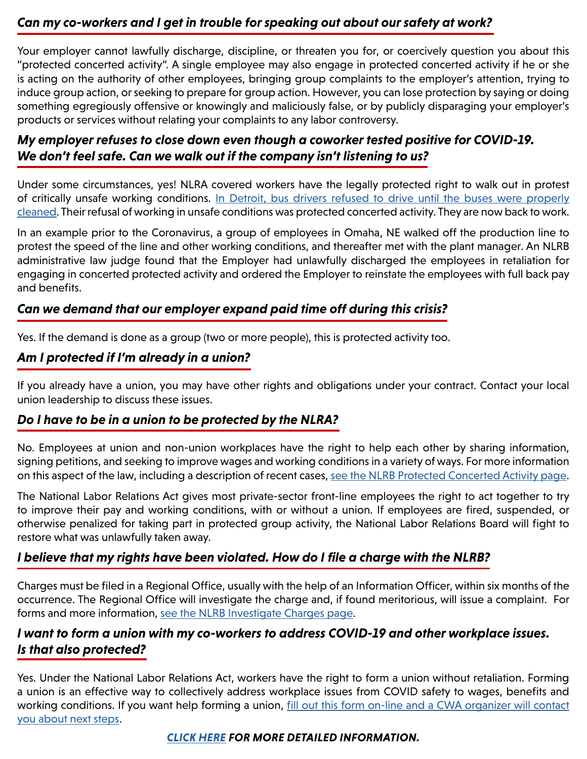### *Can my co-workers and I get in trouble for speaking out about our safety at work?*

Your employer cannot lawfully discharge, discipline, or threaten you for, or coercively question you about this "protected concerted activity". A single employee may also engage in protected concerted activity if he or she is acting on the authority of other employees, bringing group complaints to the employer's attention, trying to induce group action, or seeking to prepare for group action. However, you can lose protection by saying or doing something egregiously offensive or knowingly and maliciously false, or by publicly disparaging your employer's products or services without relating your complaints to any labor controversy.

### *My employer refuses to close down even though a coworker tested positive for COVID-19. We don't feel safe. Can we walk out if the company isn't listening to us?*

Under some circumstances, yes! NLRA covered workers have the legally protected right to walk out in protest of critically unsafe working conditions. In Detroit, bus drivers refused to drive until the buses were properly cleaned. Their refusal of working in unsafe conditions was protected concerted activity. They are now back to work.

In an example prior to the Coronavirus, a group of employees in Omaha, NE walked off the production line to protest the speed of the line and other working conditions, and thereafter met with the plant manager. An NLRB administrative law judge found that the Employer had unlawfully discharged the employees in retaliation for engaging in concerted protected activity and ordered the Employer to reinstate the employees with full back pay and benefits.

### *Can we demand that our employer expand paid time off during this crisis?*

Yes. If the demand is done as a group (two or more people), this is protected activity too.

### *Am I protected if I'm already in a union?*

If you already have a union, you may have other rights and obligations under your contract. Contact your local union leadership to discuss these issues.

### *Do I have to be in a union to be protected by the NLRA?*

No. Employees at union and non-union workplaces have the right to help each other by sharing information, signing petitions, and seeking to improve wages and working conditions in a variety of ways. For more information on this aspect of the law, including a description of recent cases, see the NLRB Protected Concerted Activity page.

The National Labor Relations Act gives most private-sector front-line employees the right to act together to try to improve their pay and working conditions, with or without a union. If employees are fired, suspended, or otherwise penalized for taking part in protected group activity, the National Labor Relations Board will fight to restore what was unlawfully taken away.

### *I believe that my rights have been violated. How do I file a charge with the NLRB?*

Charges must be filed in a Regional Office, usually with the help of an Information Officer, within six months of the occurrence. The Regional Office will investigate the charge and, if found meritorious, will issue a complaint. For forms and more information, see the NLRB Investigate Charges page.

### *I want to form a union with my co-workers to address COVID-19 and other workplace issues. Is that also protected?*

Yes. Under the National Labor Relations Act, workers have the right to form a union without retaliation. Forming a union is an effective way to collectively address workplace issues from COVID safety to wages, benefits and working conditions. If you want help forming a union, fill out this form on-line and a CWA organizer will contact you about next steps.

***CLICK HERE FOR MORE DETAILED INFORMATION.***